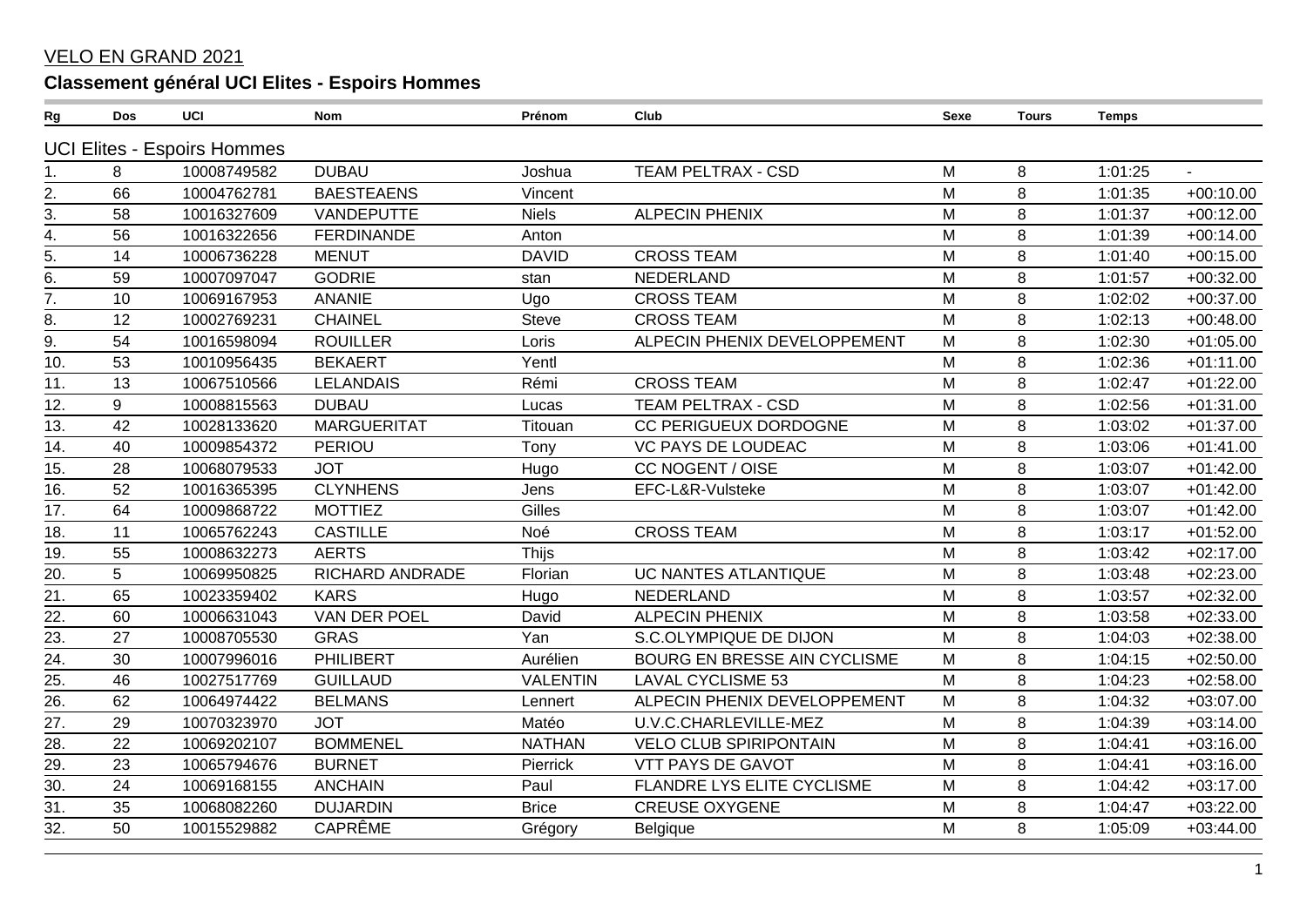VELO EN GRAND 2021

## Classement général UCI Elites - Espoirs Hommes

| Rg | Dos | UCI | Nom | Prénom | Club | Sexe | Tours | Temps | |
|---|---|---|---|---|---|---|---|---|---|
| **UCI Elites - Espoirs Hommes** | | | | | | | | | |
| 1. | 8 | 10008749582 | DUBAU | Joshua | TEAM PELTRAX - CSD | M | 8 | 1:01:25 | - |
| 2. | 66 | 10004762781 | BAESTEAENS | Vincent | | M | 8 | 1:01:35 | +00:10.00 |
| 3. | 58 | 10016327609 | VANDEPUTTE | Niels | ALPECIN PHENIX | M | 8 | 1:01:37 | +00:12.00 |
| 4. | 56 | 10016322656 | FERDINANDE | Anton | | M | 8 | 1:01:39 | +00:14.00 |
| 5. | 14 | 10006736228 | MENUT | DAVID | CROSS TEAM | M | 8 | 1:01:40 | +00:15.00 |
| 6. | 59 | 10007097047 | GODRIE | stan | NEDERLAND | M | 8 | 1:01:57 | +00:32.00 |
| 7. | 10 | 10069167953 | ANANIE | Ugo | CROSS TEAM | M | 8 | 1:02:02 | +00:37.00 |
| 8. | 12 | 10002769231 | CHAINEL | Steve | CROSS TEAM | M | 8 | 1:02:13 | +00:48.00 |
| 9. | 54 | 10016598094 | ROUILLER | Loris | ALPECIN PHENIX DEVELOPPEMENT | M | 8 | 1:02:30 | +01:05.00 |
| 10. | 53 | 10010956435 | BEKAERT | Yentl | | M | 8 | 1:02:36 | +01:11.00 |
| 11. | 13 | 10067510566 | LELANDAIS | Rémi | CROSS TEAM | M | 8 | 1:02:47 | +01:22.00 |
| 12. | 9 | 10008815563 | DUBAU | Lucas | TEAM PELTRAX - CSD | M | 8 | 1:02:56 | +01:31.00 |
| 13. | 42 | 10028133620 | MARGUERITAT | Titouan | CC PERIGUEUX DORDOGNE | M | 8 | 1:03:02 | +01:37.00 |
| 14. | 40 | 10009854372 | PERIOU | Tony | VC PAYS DE LOUDEAC | M | 8 | 1:03:06 | +01:41.00 |
| 15. | 28 | 10068079533 | JOT | Hugo | CC NOGENT / OISE | M | 8 | 1:03:07 | +01:42.00 |
| 16. | 52 | 10016365395 | CLYNHENS | Jens | EFC-L&R-Vulsteke | M | 8 | 1:03:07 | +01:42.00 |
| 17. | 64 | 10009868722 | MOTTIEZ | Gilles | | M | 8 | 1:03:07 | +01:42.00 |
| 18. | 11 | 10065762243 | CASTILLE | Noé | CROSS TEAM | M | 8 | 1:03:17 | +01:52.00 |
| 19. | 55 | 10008632273 | AERTS | Thijs | | M | 8 | 1:03:42 | +02:17.00 |
| 20. | 5 | 10069950825 | RICHARD ANDRADE | Florian | UC NANTES ATLANTIQUE | M | 8 | 1:03:48 | +02:23.00 |
| 21. | 65 | 10023359402 | KARS | Hugo | NEDERLAND | M | 8 | 1:03:57 | +02:32.00 |
| 22. | 60 | 10006631043 | VAN DER POEL | David | ALPECIN PHENIX | M | 8 | 1:03:58 | +02:33.00 |
| 23. | 27 | 10008705530 | GRAS | Yan | S.C.OLYMPIQUE DE DIJON | M | 8 | 1:04:03 | +02:38.00 |
| 24. | 30 | 10007996016 | PHILIBERT | Aurélien | BOURG EN BRESSE AIN CYCLISME | M | 8 | 1:04:15 | +02:50.00 |
| 25. | 46 | 10027517769 | GUILLAUD | VALENTIN | LAVAL CYCLISME 53 | M | 8 | 1:04:23 | +02:58.00 |
| 26. | 62 | 10064974422 | BELMANS | Lennert | ALPECIN PHENIX DEVELOPPEMENT | M | 8 | 1:04:32 | +03:07.00 |
| 27. | 29 | 10070323970 | JOT | Matéo | U.V.C.CHARLEVILLE-MEZ | M | 8 | 1:04:39 | +03:14.00 |
| 28. | 22 | 10069202107 | BOMMENEL | NATHAN | VELO CLUB SPIRIPONTAIN | M | 8 | 1:04:41 | +03:16.00 |
| 29. | 23 | 10065794676 | BURNET | Pierrick | VTT PAYS DE GAVOT | M | 8 | 1:04:41 | +03:16.00 |
| 30. | 24 | 10069168155 | ANCHAIN | Paul | FLANDRE LYS ELITE CYCLISME | M | 8 | 1:04:42 | +03:17.00 |
| 31. | 35 | 10068082260 | DUJARDIN | Brice | CREUSE OXYGENE | M | 8 | 1:04:47 | +03:22.00 |
| 32. | 50 | 10015529882 | CAPRÊME | Grégory | Belgique | M | 8 | 1:05:09 | +03:44.00 |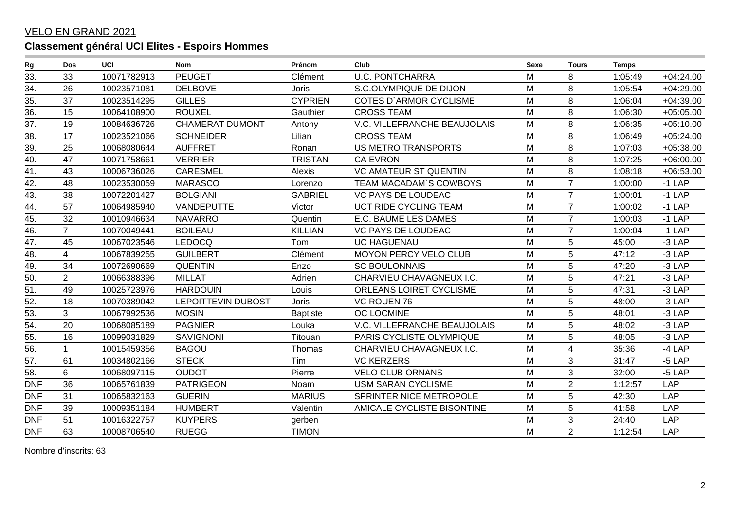VELO EN GRAND 2021

## Classement général UCI Elites - Espoirs Hommes

| Rg | Dos | UCI | Nom | Prénom | Club | Sexe | Tours | Temps | |
|---|---|---|---|---|---|---|---|---|---|
| 33. | 33 | 10071782913 | PEUGET | Clément | U.C. PONTCHARRA | M | 8 | 1:05:49 | +04:24.00 |
| 34. | 26 | 10023571081 | DELBOVE | Joris | S.C.OLYMPIQUE DE DIJON | M | 8 | 1:05:54 | +04:29.00 |
| 35. | 37 | 10023514295 | GILLES | CYPRIEN | COTES D`ARMOR CYCLISME | M | 8 | 1:06:04 | +04:39.00 |
| 36. | 15 | 10064108900 | ROUXEL | Gauthier | CROSS TEAM | M | 8 | 1:06:30 | +05:05.00 |
| 37. | 19 | 10084636726 | CHAMERAT DUMONT | Antony | V.C. VILLEFRANCHE BEAUJOLAIS | M | 8 | 1:06:35 | +05:10.00 |
| 38. | 17 | 10023521066 | SCHNEIDER | Lilian | CROSS TEAM | M | 8 | 1:06:49 | +05:24.00 |
| 39. | 25 | 10068080644 | AUFFRET | Ronan | US METRO TRANSPORTS | M | 8 | 1:07:03 | +05:38.00 |
| 40. | 47 | 10071758661 | VERRIER | TRISTAN | CA EVRON | M | 8 | 1:07:25 | +06:00.00 |
| 41. | 43 | 10006736026 | CARESMEL | Alexis | VC AMATEUR ST QUENTIN | M | 8 | 1:08:18 | +06:53.00 |
| 42. | 48 | 10023530059 | MARASCO | Lorenzo | TEAM MACADAM`S COWBOYS | M | 7 | 1:00:00 | -1 LAP |
| 43. | 38 | 10072201427 | BOLGIANI | GABRIEL | VC PAYS DE LOUDEAC | M | 7 | 1:00:01 | -1 LAP |
| 44. | 57 | 10064985940 | VANDEPUTTE | Victor | UCT RIDE CYCLING TEAM | M | 7 | 1:00:02 | -1 LAP |
| 45. | 32 | 10010946634 | NAVARRO | Quentin | E.C. BAUME LES DAMES | M | 7 | 1:00:03 | -1 LAP |
| 46. | 7 | 10070049441 | BOILEAU | KILLIAN | VC PAYS DE LOUDEAC | M | 7 | 1:00:04 | -1 LAP |
| 47. | 45 | 10067023546 | LEDOCQ | Tom | UC HAGUENAU | M | 5 | 45:00 | -3 LAP |
| 48. | 4 | 10067839255 | GUILBERT | Clément | MOYON PERCY VELO CLUB | M | 5 | 47:12 | -3 LAP |
| 49. | 34 | 10072690669 | QUENTIN | Enzo | SC BOULONNAIS | M | 5 | 47:20 | -3 LAP |
| 50. | 2 | 10066388396 | MILLAT | Adrien | CHARVIEU CHAVAGNEUX I.C. | M | 5 | 47:21 | -3 LAP |
| 51. | 49 | 10025723976 | HARDOUIN | Louis | ORLEANS LOIRET CYCLISME | M | 5 | 47:31 | -3 LAP |
| 52. | 18 | 10070389042 | LEPOITTEVIN DUBOST | Joris | VC ROUEN 76 | M | 5 | 48:00 | -3 LAP |
| 53. | 3 | 10067992536 | MOSIN | Baptiste | OC LOCMINE | M | 5 | 48:01 | -3 LAP |
| 54. | 20 | 10068085189 | PAGNIER | Louka | V.C. VILLEFRANCHE BEAUJOLAIS | M | 5 | 48:02 | -3 LAP |
| 55. | 16 | 10099031829 | SAVIGNONI | Titouan | PARIS CYCLISTE OLYMPIQUE | M | 5 | 48:05 | -3 LAP |
| 56. | 1 | 10015459356 | BAGOU | Thomas | CHARVIEU CHAVAGNEUX I.C. | M | 4 | 35:36 | -4 LAP |
| 57. | 61 | 10034802166 | STECK | Tim | VC KERZERS | M | 3 | 31:47 | -5 LAP |
| 58. | 6 | 10068097115 | OUDOT | Pierre | VELO CLUB ORNANS | M | 3 | 32:00 | -5 LAP |
| DNF | 36 | 10065761839 | PATRIGEON | Noam | USM SARAN CYCLISME | M | 2 | 1:12:57 | LAP |
| DNF | 31 | 10065832163 | GUERIN | MARIUS | SPRINTER NICE METROPOLE | M | 5 | 42:30 | LAP |
| DNF | 39 | 10009351184 | HUMBERT | Valentin | AMICALE CYCLISTE BISONTINE | M | 5 | 41:58 | LAP |
| DNF | 51 | 10016322757 | KUYPERS | gerben | | M | 3 | 24:40 | LAP |
| DNF | 63 | 10008706540 | RUEGG | TIMON | | M | 2 | 1:12:54 | LAP |

Nombre d'inscrits: 63